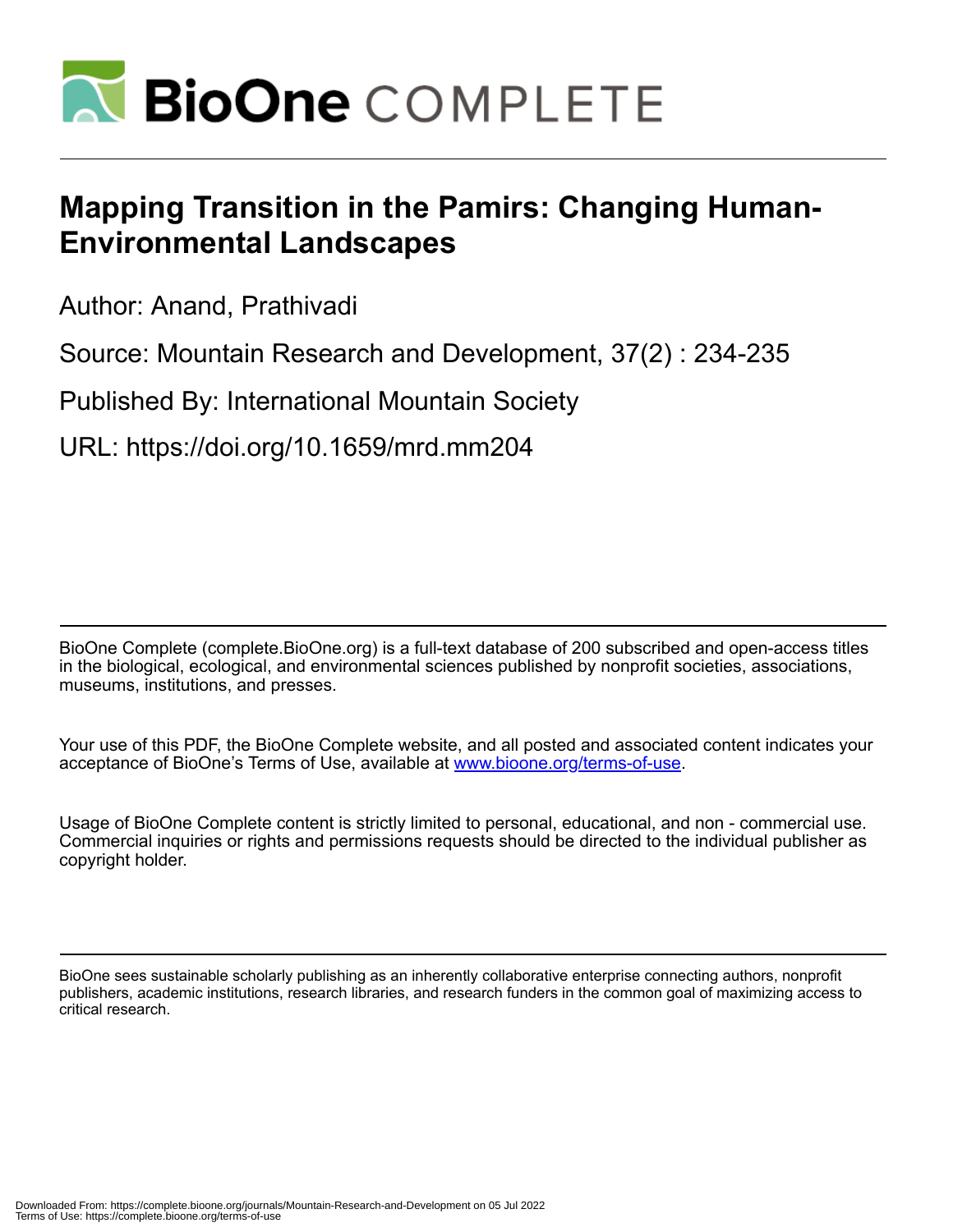# Mapping Transition in the Pamirs: Changing Human-Environmental Landscapes

Author: Anand, Prathivadi

Source: Mountain Research and Development, 37(2) : 234-235

Published By: International Mountain Society

URL: https://doi.org/10.1659/mrd.mm204

BioOne Complete (complete.BioOne.org) is a full-text database of 200 subscribed and open-access titles in the biological, ecological, and environmental sciences published by nonprofit societies, associations, museums, institutions, and presses.

Your use of this PDF, the BioOne Complete website, and all posted and associated content indicates your acceptance of BioOne's Terms of Use, available at www.bioone.org/terms-of-use.

Usage of BioOne Complete content is strictly limited to personal, educational, and non - commercial use. Commercial inquiries or rights and permissions requests should be directed to the individual publisher as copyright holder.

BioOne sees sustainable scholarly publishing as an inherently collaborative enterprise connecting authors, nonprofit publishers, academic institutions, research libraries, and research funders in the common goal of maximizing access to critical research.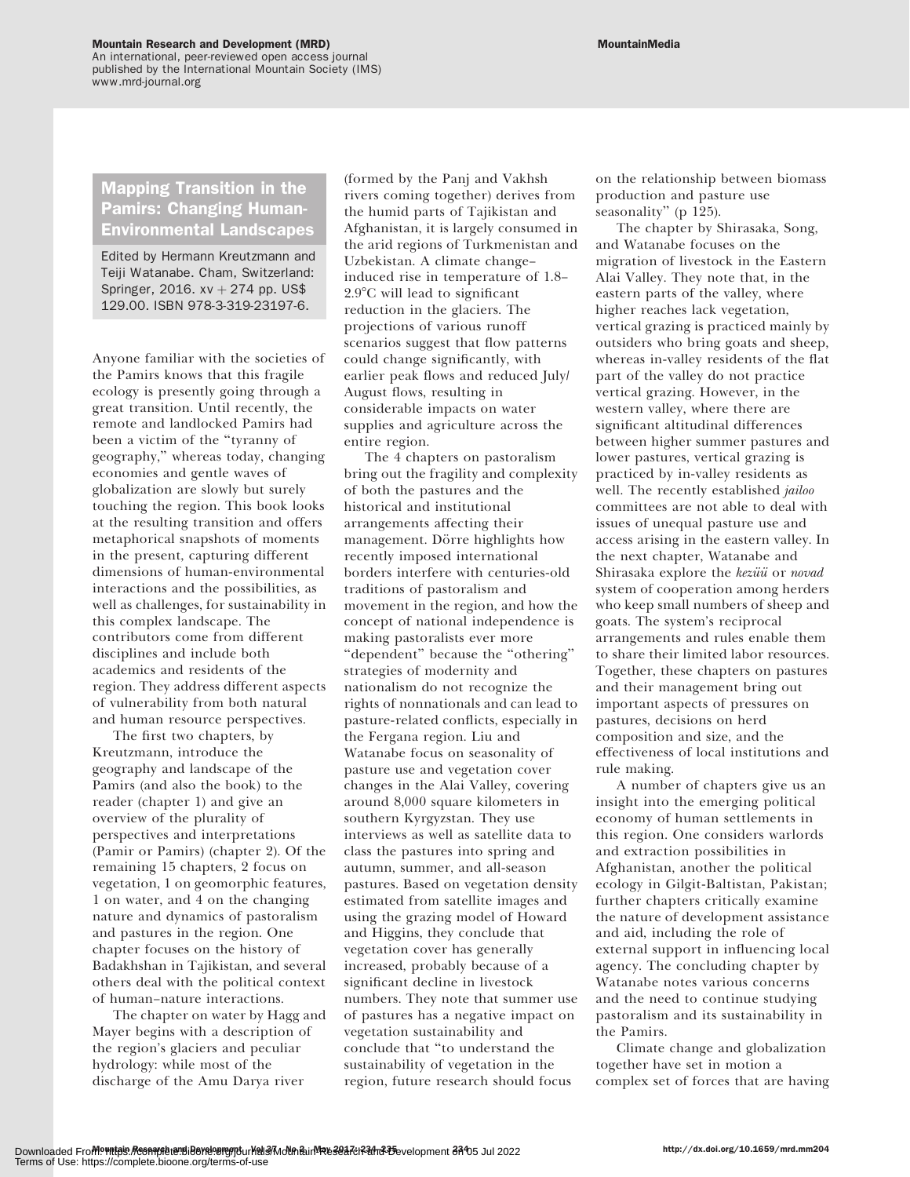## Mapping Transition in the Pamirs: Changing Human-Environmental Landscapes

Edited by Hermann Kreutzmann and Teiji Watanabe. Cham, Switzerland: Springer, 2016. xv + 274 pp. US$ 129.00. ISBN 978-3-319-23197-6.

Anyone familiar with the societies of the Pamirs knows that this fragile ecology is presently going through a great transition. Until recently, the remote and landlocked Pamirs had been a victim of the "tyranny of geography," whereas today, changing economies and gentle waves of globalization are slowly but surely touching the region. This book looks at the resulting transition and offers metaphorical snapshots of moments in the present, capturing different dimensions of human-environmental interactions and the possibilities, as well as challenges, for sustainability in this complex landscape. The contributors come from different disciplines and include both academics and residents of the region. They address different aspects of vulnerability from both natural and human resource perspectives.

The first two chapters, by Kreutzmann, introduce the geography and landscape of the Pamirs (and also the book) to the reader (chapter 1) and give an overview of the plurality of perspectives and interpretations (Pamir or Pamirs) (chapter 2). Of the remaining 15 chapters, 2 focus on vegetation, 1 on geomorphic features, 1 on water, and 4 on the changing nature and dynamics of pastoralism and pastures in the region. One chapter focuses on the history of Badakhshan in Tajikistan, and several others deal with the political context of human–nature interactions.

The chapter on water by Hagg and Mayer begins with a description of the region's glaciers and peculiar hydrology: while most of the discharge of the Amu Darya river (formed by the Panj and Vakhsh rivers coming together) derives from the humid parts of Tajikistan and Afghanistan, it is largely consumed in the arid regions of Turkmenistan and Uzbekistan. A climate change–induced rise in temperature of 1.8–2.9°C will lead to significant reduction in the glaciers. The projections of various runoff scenarios suggest that flow patterns could change significantly, with earlier peak flows and reduced July/August flows, resulting in considerable impacts on water supplies and agriculture across the entire region.

The 4 chapters on pastoralism bring out the fragility and complexity of both the pastures and the historical and institutional arrangements affecting their management. Dörre highlights how recently imposed international borders interfere with centuries-old traditions of pastoralism and movement in the region, and how the concept of national independence is making pastoralists ever more "dependent" because the "othering" strategies of modernity and nationalism do not recognize the rights of nonnationals and can lead to pasture-related conflicts, especially in the Fergana region. Liu and Watanabe focus on seasonality of pasture use and vegetation cover changes in the Alai Valley, covering around 8,000 square kilometers in southern Kyrgyzstan. They use interviews as well as satellite data to class the pastures into spring and autumn, summer, and all-season pastures. Based on vegetation density estimated from satellite images and using the grazing model of Howard and Higgins, they conclude that vegetation cover has generally increased, probably because of a significant decline in livestock numbers. They note that summer use of pastures has a negative impact on vegetation sustainability and conclude that "to understand the sustainability of vegetation in the region, future research should focus on the relationship between biomass production and pasture use seasonality" (p 125).

The chapter by Shirasaka, Song, and Watanabe focuses on the migration of livestock in the Eastern Alai Valley. They note that, in the eastern parts of the valley, where higher reaches lack vegetation, vertical grazing is practiced mainly by outsiders who bring goats and sheep, whereas in-valley residents of the flat part of the valley do not practice vertical grazing. However, in the western valley, where there are significant altitudinal differences between higher summer pastures and lower pastures, vertical grazing is practiced by in-valley residents as well. The recently established *jailoo* committees are not able to deal with issues of unequal pasture use and access arising in the eastern valley. In the next chapter, Watanabe and Shirasaka explore the *kezüü* or *novad* system of cooperation among herders who keep small numbers of sheep and goats. The system's reciprocal arrangements and rules enable them to share their limited labor resources. Together, these chapters on pastures and their management bring out important aspects of pressures on pastures, decisions on herd composition and size, and the effectiveness of local institutions and rule making.

A number of chapters give us an insight into the emerging political economy of human settlements in this region. One considers warlords and extraction possibilities in Afghanistan, another the political ecology in Gilgit-Baltistan, Pakistan; further chapters critically examine the nature of development assistance and aid, including the role of external support in influencing local agency. The concluding chapter by Watanabe notes various concerns and the need to continue studying pastoralism and its sustainability in the Pamirs.

Climate change and globalization together have set in motion a complex set of forces that are having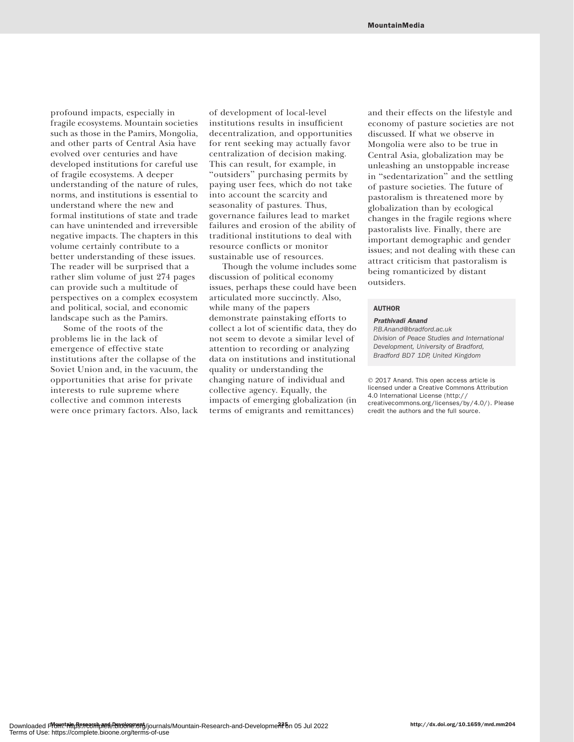profound impacts, especially in fragile ecosystems. Mountain societies such as those in the Pamirs, Mongolia, and other parts of Central Asia have evolved over centuries and have developed institutions for careful use of fragile ecosystems. A deeper understanding of the nature of rules, norms, and institutions is essential to understand where the new and formal institutions of state and trade can have unintended and irreversible negative impacts. The chapters in this volume certainly contribute to a better understanding of these issues. The reader will be surprised that a rather slim volume of just 274 pages can provide such a multitude of perspectives on a complex ecosystem and political, social, and economic landscape such as the Pamirs.

Some of the roots of the problems lie in the lack of emergence of effective state institutions after the collapse of the Soviet Union and, in the vacuum, the opportunities that arise for private interests to rule supreme where collective and common interests were once primary factors. Also, lack of development of local-level institutions results in insufficient decentralization, and opportunities for rent seeking may actually favor centralization of decision making. This can result, for example, in "outsiders" purchasing permits by paying user fees, which do not take into account the scarcity and seasonality of pastures. Thus, governance failures lead to market failures and erosion of the ability of traditional institutions to deal with resource conflicts or monitor sustainable use of resources.

Though the volume includes some discussion of political economy issues, perhaps these could have been articulated more succinctly. Also, while many of the papers demonstrate painstaking efforts to collect a lot of scientific data, they do not seem to devote a similar level of attention to recording or analyzing data on institutions and institutional quality or understanding the changing nature of individual and collective agency. Equally, the impacts of emerging globalization (in terms of emigrants and remittances) and their effects on the lifestyle and economy of pasture societies are not discussed. If what we observe in Mongolia were also to be true in Central Asia, globalization may be unleashing an unstoppable increase in "sedentarization" and the settling of pasture societies. The future of pastoralism is threatened more by globalization than by ecological changes in the fragile regions where pastoralists live. Finally, there are important demographic and gender issues; and not dealing with these can attract criticism that pastoralism is being romanticized by distant outsiders.

## AUTHOR

***Prathivadi Anand***
*P.B.Anand@bradford.ac.uk*
*Division of Peace Studies and International Development, University of Bradford, Bradford BD7 1DP, United Kingdom*

© 2017 Anand. This open access article is licensed under a Creative Commons Attribution 4.0 International License (http://creativecommons.org/licenses/by/4.0/). Please credit the authors and the full source.